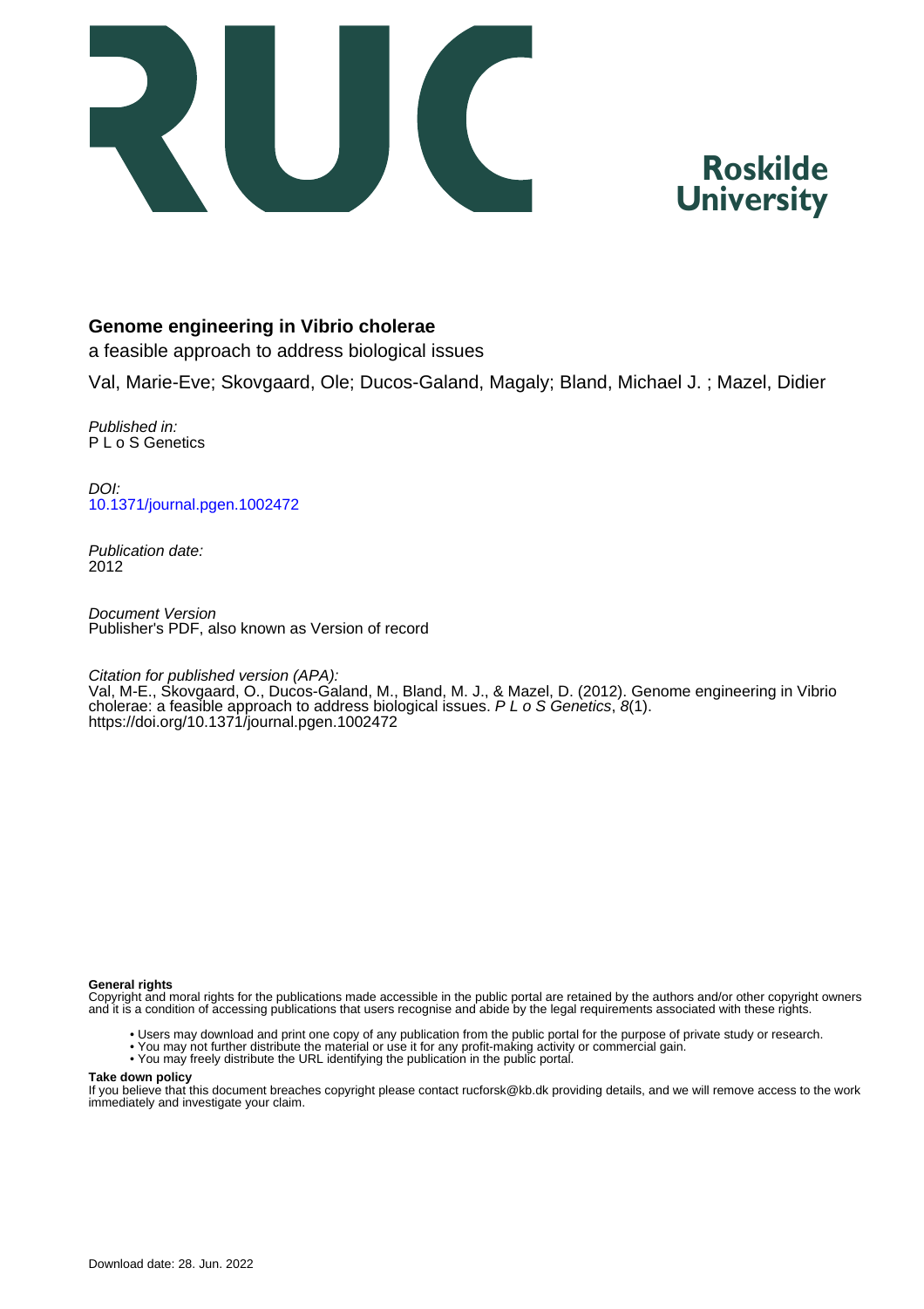# Genome engineering in Vibrio cholerae

a feasible approach to address biological issues

Val, Marie-Eve; Skovgaard, Ole; Ducos-Galand, Magaly; Bland, Michael J. ; Mazel, Didier

*Published in:*
P L o S Genetics

*DOI:*
[10.1371/journal.pgen.1002472](https://doi.org/10.1371/journal.pgen.1002472)

*Publication date:*
2012

*Document Version*
Publisher's PDF, also known as Version of record

*Citation for published version (APA):*
Val, M-E., Skovgaard, O., Ducos-Galand, M., Bland, M. J., & Mazel, D. (2012). Genome engineering in Vibrio cholerae: a feasible approach to address biological issues. *P L o S Genetics*, *8*(1). https://doi.org/10.1371/journal.pgen.1002472

**General rights**
Copyright and moral rights for the publications made accessible in the public portal are retained by the authors and/or other copyright owners and it is a condition of accessing publications that users recognise and abide by the legal requirements associated with these rights.

- Users may download and print one copy of any publication from the public portal for the purpose of private study or research.
- You may not further distribute the material or use it for any profit-making activity or commercial gain.
- You may freely distribute the URL identifying the publication in the public portal.

**Take down policy**
If you believe that this document breaches copyright please contact rucforsk@kb.dk providing details, and we will remove access to the work immediately and investigate your claim.

Download date: 28. Jun. 2022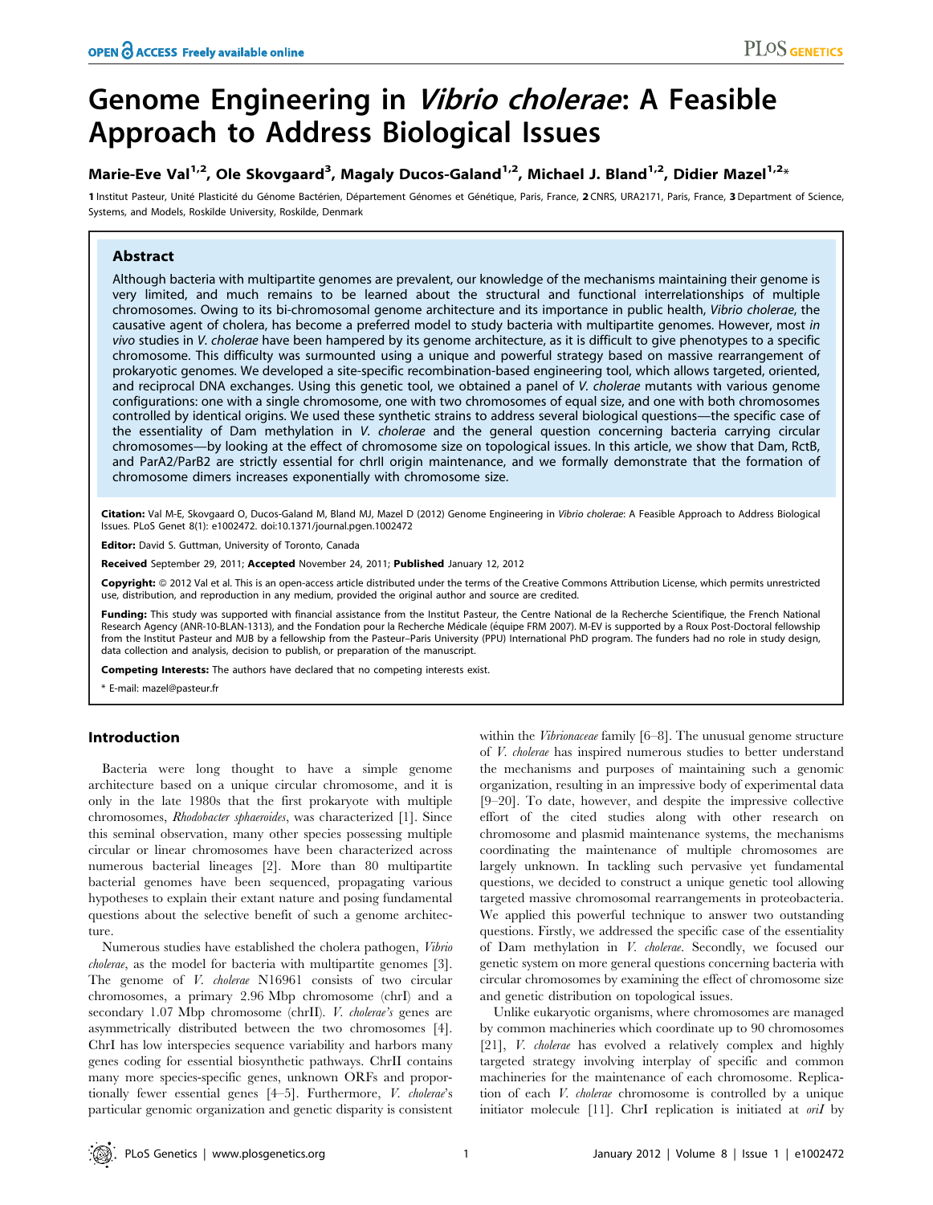# Genome Engineering in *Vibrio cholerae*: A Feasible Approach to Address Biological Issues

Marie-Eve Val[1,2], Ole Skovgaard[3], Magaly Ducos-Galand[1,2], Michael J. Bland[1,2], Didier Mazel[1,2]*

1 Institut Pasteur, Unité Plasticité du Génome Bactérien, Département Génomes et Génétique, Paris, France, 2 CNRS, URA2171, Paris, France, 3 Department of Science, Systems, and Models, Roskilde University, Roskilde, Denmark

## Abstract

Although bacteria with multipartite genomes are prevalent, our knowledge of the mechanisms maintaining their genome is very limited, and much remains to be learned about the structural and functional interrelationships of multiple chromosomes. Owing to its bi-chromosomal genome architecture and its importance in public health, *Vibrio cholerae*, the causative agent of cholera, has become a preferred model to study bacteria with multipartite genomes. However, most *in vivo* studies in *V. cholerae* have been hampered by its genome architecture, as it is difficult to give phenotypes to a specific chromosome. This difficulty was surmounted using a unique and powerful strategy based on massive rearrangement of prokaryotic genomes. We developed a site-specific recombination-based engineering tool, which allows targeted, oriented, and reciprocal DNA exchanges. Using this genetic tool, we obtained a panel of *V. cholerae* mutants with various genome configurations: one with a single chromosome, one with two chromosomes of equal size, and one with both chromosomes controlled by identical origins. We used these synthetic strains to address several biological questions—the specific case of the essentiality of Dam methylation in *V. cholerae* and the general question concerning bacteria carrying circular chromosomes—by looking at the effect of chromosome size on topological issues. In this article, we show that Dam, RctB, and ParA2/ParB2 are strictly essential for chrII origin maintenance, and we formally demonstrate that the formation of chromosome dimers increases exponentially with chromosome size.

**Citation:** Val M-E, Skovgaard O, Ducos-Galand M, Bland MJ, Mazel D (2012) Genome Engineering in *Vibrio cholerae*: A Feasible Approach to Address Biological Issues. PLoS Genet 8(1): e1002472. doi:10.1371/journal.pgen.1002472

**Editor:** David S. Guttman, University of Toronto, Canada

**Received** September 29, 2011; **Accepted** November 24, 2011; **Published** January 12, 2012

**Copyright:** © 2012 Val et al. This is an open-access article distributed under the terms of the Creative Commons Attribution License, which permits unrestricted use, distribution, and reproduction in any medium, provided the original author and source are credited.

**Funding:** This study was supported with financial assistance from the Institut Pasteur, the Centre National de la Recherche Scientifique, the French National Research Agency (ANR-10-BLAN-1313), and the Fondation pour la Recherche Médicale (équipe FRM 2007). M-EV is supported by a Roux Post-Doctoral fellowship from the Institut Pasteur and MJB by a fellowship from the Pasteur–Paris University (PPU) International PhD program. The funders had no role in study design, data collection and analysis, decision to publish, or preparation of the manuscript.

**Competing Interests:** The authors have declared that no competing interests exist.

\* E-mail: mazel@pasteur.fr

## Introduction

Bacteria were long thought to have a simple genome architecture based on a unique circular chromosome, and it is only in the late 1980s that the first prokaryote with multiple chromosomes, *Rhodobacter sphaeroides*, was characterized [1]. Since this seminal observation, many other species possessing multiple circular or linear chromosomes have been characterized across numerous bacterial lineages [2]. More than 80 multipartite bacterial genomes have been sequenced, propagating various hypotheses to explain their extant nature and posing fundamental questions about the selective benefit of such a genome architecture.

Numerous studies have established the cholera pathogen, *Vibrio cholerae*, as the model for bacteria with multipartite genomes [3]. The genome of *V. cholerae* N16961 consists of two circular chromosomes, a primary 2.96 Mbp chromosome (chrI) and a secondary 1.07 Mbp chromosome (chrII). *V. cholerae's* genes are asymmetrically distributed between the two chromosomes [4]. ChrI has low interspecies sequence variability and harbors many genes coding for essential biosynthetic pathways. ChrII contains many more species-specific genes, unknown ORFs and proportionally fewer essential genes [4–5]. Furthermore, *V. cholerae*'s particular genomic organization and genetic disparity is consistent within the *Vibrionaceae* family [6–8]. The unusual genome structure of *V. cholerae* has inspired numerous studies to better understand the mechanisms and purposes of maintaining such a genomic organization, resulting in an impressive body of experimental data [9–20]. To date, however, and despite the impressive collective effort of the cited studies along with other research on chromosome and plasmid maintenance systems, the mechanisms coordinating the maintenance of multiple chromosomes are largely unknown. In tackling such pervasive yet fundamental questions, we decided to construct a unique genetic tool allowing targeted massive chromosomal rearrangements in proteobacteria. We applied this powerful technique to answer two outstanding questions. Firstly, we addressed the specific case of the essentiality of Dam methylation in *V. cholerae*. Secondly, we focused our genetic system on more general questions concerning bacteria with circular chromosomes by examining the effect of chromosome size and genetic distribution on topological issues.

Unlike eukaryotic organisms, where chromosomes are managed by common machineries which coordinate up to 90 chromosomes [21], *V. cholerae* has evolved a relatively complex and highly targeted strategy involving interplay of specific and common machineries for the maintenance of each chromosome. Replication of each *V. cholerae* chromosome is controlled by a unique initiator molecule [11]. ChrI replication is initiated at *oriI* by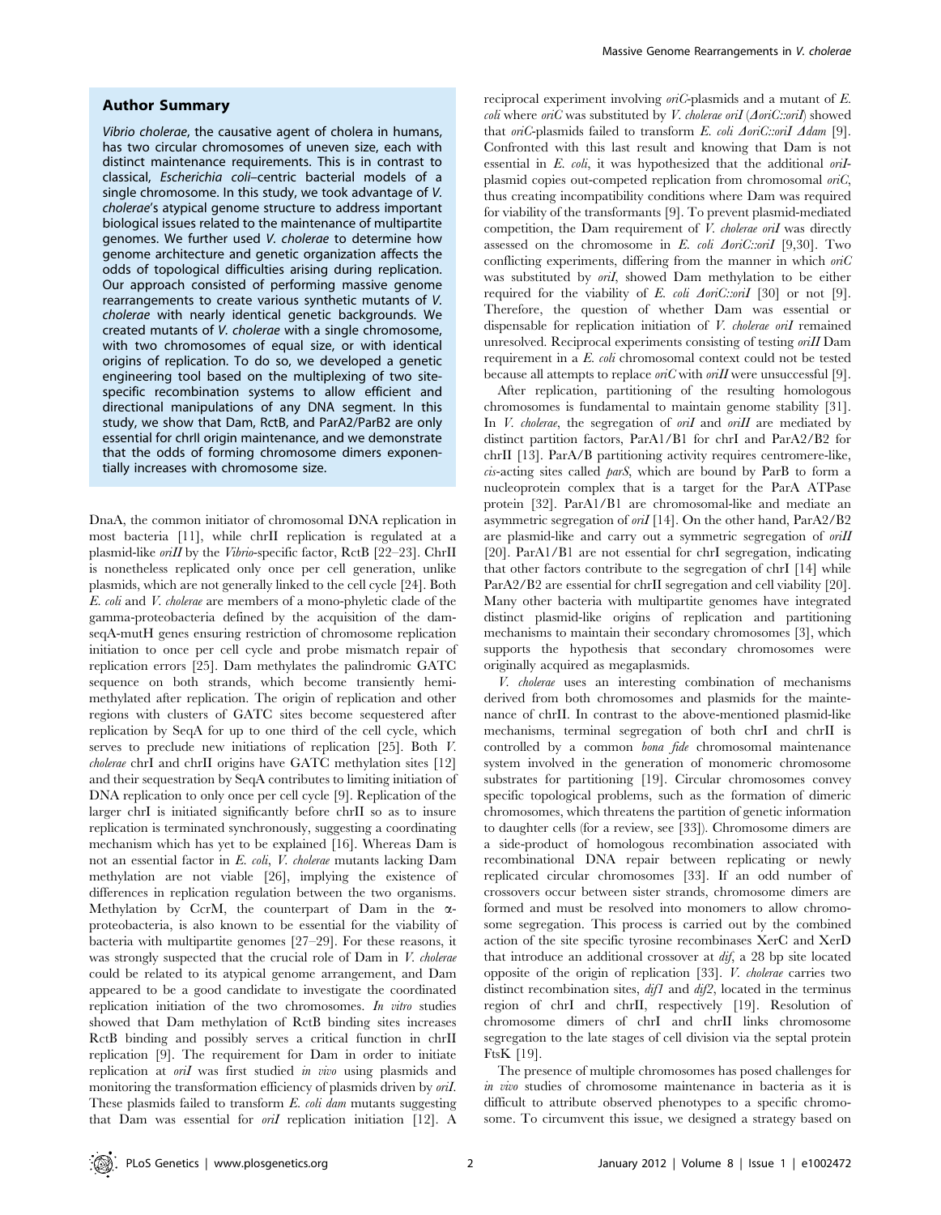## Author Summary

*Vibrio cholerae*, the causative agent of cholera in humans, has two circular chromosomes of uneven size, each with distinct maintenance requirements. This is in contrast to classical, *Escherichia coli*–centric bacterial models of a single chromosome. In this study, we took advantage of *V. cholerae*'s atypical genome structure to address important biological issues related to the maintenance of multipartite genomes. We further used *V. cholerae* to determine how genome architecture and genetic organization affects the odds of topological difficulties arising during replication. Our approach consisted of performing massive genome rearrangements to create various synthetic mutants of *V. cholerae* with nearly identical genetic backgrounds. We created mutants of *V. cholerae* with a single chromosome, with two chromosomes of equal size, or with identical origins of replication. To do so, we developed a genetic engineering tool based on the multiplexing of two site-specific recombination systems to allow efficient and directional manipulations of any DNA segment. In this study, we show that Dam, RctB, and ParA2/ParB2 are only essential for chrII origin maintenance, and we demonstrate that the odds of forming chromosome dimers exponentially increases with chromosome size.

DnaA, the common initiator of chromosomal DNA replication in most bacteria [11], while chrII replication is regulated at a plasmid-like *oriII* by the *Vibrio*-specific factor, RctB [22–23]. ChrII is nonetheless replicated only once per cell generation, unlike plasmids, which are not generally linked to the cell cycle [24]. Both *E. coli* and *V. cholerae* are members of a mono-phyletic clade of the gamma-proteobacteria defined by the acquisition of the dam-seqA-mutH genes ensuring restriction of chromosome replication initiation to once per cell cycle and probe mismatch repair of replication errors [25]. Dam methylates the palindromic GATC sequence on both strands, which become transiently hemi-methylated after replication. The origin of replication and other regions with clusters of GATC sites become sequestered after replication by SeqA for up to one third of the cell cycle, which serves to preclude new initiations of replication [25]. Both *V. cholerae* chrI and chrII origins have GATC methylation sites [12] and their sequestration by SeqA contributes to limiting initiation of DNA replication to only once per cell cycle [9]. Replication of the larger chrI is initiated significantly before chrII so as to insure replication is terminated synchronously, suggesting a coordinating mechanism which has yet to be explained [16]. Whereas Dam is not an essential factor in *E. coli*, *V. cholerae* mutants lacking Dam methylation are not viable [26], implying the existence of differences in replication regulation between the two organisms. Methylation by CcrM, the counterpart of Dam in the α-proteobacteria, is also known to be essential for the viability of bacteria with multipartite genomes [27–29]. For these reasons, it was strongly suspected that the crucial role of Dam in *V. cholerae* could be related to its atypical genome arrangement, and Dam appeared to be a good candidate to investigate the coordinated replication initiation of the two chromosomes. *In vitro* studies showed that Dam methylation of RctB binding sites increases RctB binding and possibly serves a critical function in chrII replication [9]. The requirement for Dam in order to initiate replication at *oriI* was first studied *in vivo* using plasmids and monitoring the transformation efficiency of plasmids driven by *oriI*. These plasmids failed to transform *E. coli dam* mutants suggesting that Dam was essential for *oriI* replication initiation [12]. A reciprocal experiment involving *oriC*-plasmids and a mutant of *E. coli* where *oriC* was substituted by *V. cholerae oriI* (*ΔoriC::oriI*) showed that *oriC*-plasmids failed to transform *E. coli ΔoriC::oriI Δdam* [9]. Confronted with this last result and knowing that Dam is not essential in *E. coli*, it was hypothesized that the additional *oriI*-plasmid copies out-competed replication from chromosomal *oriC*, thus creating incompatibility conditions where Dam was required for viability of the transformants [9]. To prevent plasmid-mediated competition, the Dam requirement of *V. cholerae oriI* was directly assessed on the chromosome in *E. coli ΔoriC::oriI* [9,30]. Two conflicting experiments, differing from the manner in which *oriC* was substituted by *oriI*, showed Dam methylation to be either required for the viability of *E. coli ΔoriC::oriI* [30] or not [9]. Therefore, the question of whether Dam was essential or dispensable for replication initiation of *V. cholerae oriI* remained unresolved. Reciprocal experiments consisting of testing *oriII* Dam requirement in a *E. coli* chromosomal context could not be tested because all attempts to replace *oriC* with *oriII* were unsuccessful [9].

After replication, partitioning of the resulting homologous chromosomes is fundamental to maintain genome stability [31]. In *V. cholerae*, the segregation of *oriI* and *oriII* are mediated by distinct partition factors, ParA1/B1 for chrI and ParA2/B2 for chrII [13]. ParA/B partitioning activity requires centromere-like, *cis*-acting sites called *parS*, which are bound by ParB to form a nucleoprotein complex that is a target for the ParA ATPase protein [32]. ParA1/B1 are chromosomal-like and mediate an asymmetric segregation of *oriI* [14]. On the other hand, ParA2/B2 are plasmid-like and carry out a symmetric segregation of *oriII* [20]. ParA1/B1 are not essential for chrI segregation, indicating that other factors contribute to the segregation of chrI [14] while ParA2/B2 are essential for chrII segregation and cell viability [20]. Many other bacteria with multipartite genomes have integrated distinct plasmid-like origins of replication and partitioning mechanisms to maintain their secondary chromosomes [3], which supports the hypothesis that secondary chromosomes were originally acquired as megaplasmids.

*V. cholerae* uses an interesting combination of mechanisms derived from both chromosomes and plasmids for the maintenance of chrII. In contrast to the above-mentioned plasmid-like mechanisms, terminal segregation of both chrI and chrII is controlled by a common *bona fide* chromosomal maintenance system involved in the generation of monomeric chromosome substrates for partitioning [19]. Circular chromosomes convey specific topological problems, such as the formation of dimeric chromosomes, which threatens the partition of genetic information to daughter cells (for a review, see [33]). Chromosome dimers are a side-product of homologous recombination associated with recombinational DNA repair between replicating or newly replicated circular chromosomes [33]. If an odd number of crossovers occur between sister strands, chromosome dimers are formed and must be resolved into monomers to allow chromosome segregation. This process is carried out by the combined action of the site specific tyrosine recombinases XerC and XerD that introduce an additional crossover at *dif*, a 28 bp site located opposite of the origin of replication [33]. *V. cholerae* carries two distinct recombination sites, *dif1* and *dif2*, located in the terminus region of chrI and chrII, respectively [19]. Resolution of chromosome dimers of chrI and chrII links chromosome segregation to the late stages of cell division via the septal protein FtsK [19].

The presence of multiple chromosomes has posed challenges for *in vivo* studies of chromosome maintenance in bacteria as it is difficult to attribute observed phenotypes to a specific chromosome. To circumvent this issue, we designed a strategy based on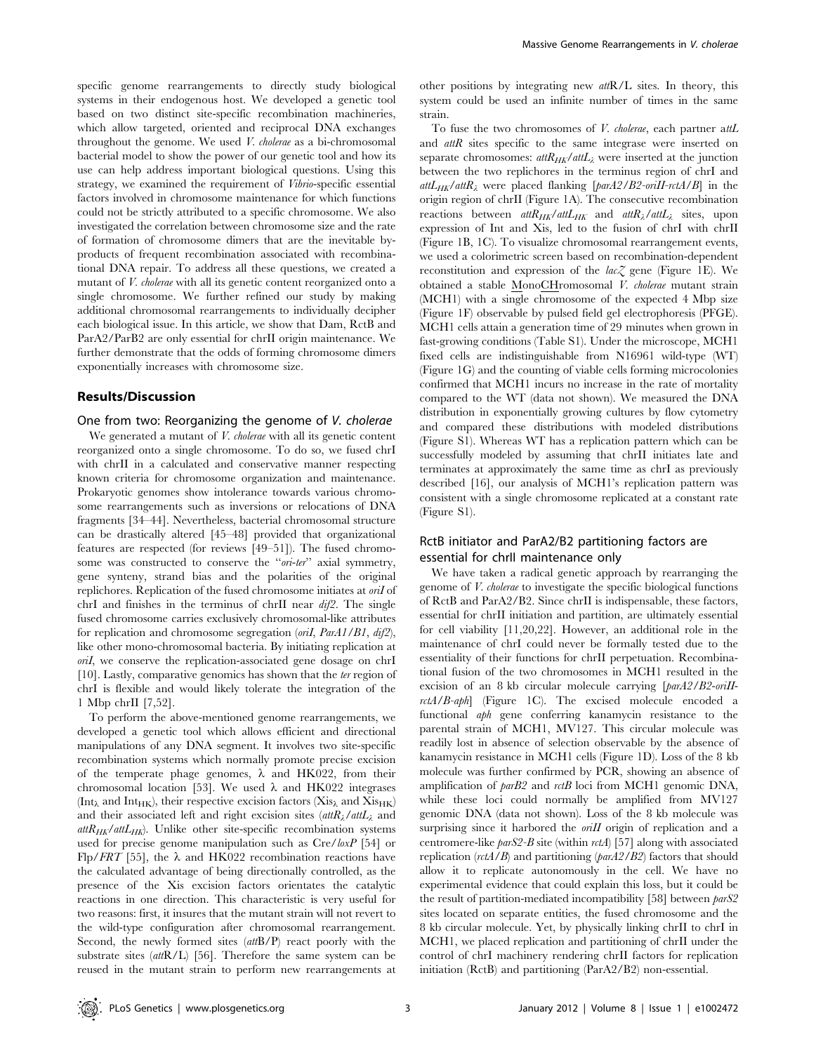specific genome rearrangements to directly study biological systems in their endogenous host. We developed a genetic tool based on two distinct site-specific recombination machineries, which allow targeted, oriented and reciprocal DNA exchanges throughout the genome. We used *V. cholerae* as a bi-chromosomal bacterial model to show the power of our genetic tool and how its use can help address important biological questions. Using this strategy, we examined the requirement of *Vibrio*-specific essential factors involved in chromosome maintenance for which functions could not be strictly attributed to a specific chromosome. We also investigated the correlation between chromosome size and the rate of formation of chromosome dimers that are the inevitable by-products of frequent recombination associated with recombinational DNA repair. To address all these questions, we created a mutant of *V. cholerae* with all its genetic content reorganized onto a single chromosome. We further refined our study by making additional chromosomal rearrangements to individually decipher each biological issue. In this article, we show that Dam, RctB and ParA2/ParB2 are only essential for chrII origin maintenance. We further demonstrate that the odds of forming chromosome dimers exponentially increases with chromosome size.

## Results/Discussion

### One from two: Reorganizing the genome of *V. cholerae*

We generated a mutant of *V. cholerae* with all its genetic content reorganized onto a single chromosome. To do so, we fused chrI with chrII in a calculated and conservative manner respecting known criteria for chromosome organization and maintenance. Prokaryotic genomes show intolerance towards various chromosome rearrangements such as inversions or relocations of DNA fragments [34–44]. Nevertheless, bacterial chromosomal structure can be drastically altered [45–48] provided that organizational features are respected (for reviews [49–51]). The fused chromosome was constructed to conserve the "*ori-ter*" axial symmetry, gene synteny, strand bias and the polarities of the original replichores. Replication of the fused chromosome initiates at *oriI* of chrI and finishes in the terminus of chrII near *dif2*. The single fused chromosome carries exclusively chromosomal-like attributes for replication and chromosome segregation (*oriI*, *ParA1/B1*, *dif2*), like other mono-chromosomal bacteria. By initiating replication at *oriI*, we conserve the replication-associated gene dosage on chrI [10]. Lastly, comparative genomics has shown that the *ter* region of chrI is flexible and would likely tolerate the integration of the 1 Mbp chrII [7,52].

To perform the above-mentioned genome rearrangements, we developed a genetic tool which allows efficient and directional manipulations of any DNA segment. It involves two site-specific recombination systems which normally promote precise excision of the temperate phage genomes, λ and HK022, from their chromosomal location [53]. We used λ and HK022 integrases ($Int_{\lambda}$ and $Int_{HK}$), their respective excision factors ($Xis_{\lambda}$ and $Xis_{HK}$) and their associated left and right excision sites ($attR_{\lambda}/attL_{\lambda}$ and $attR_{HK}/attL_{HK}$). Unlike other site-specific recombination systems used for precise genome manipulation such as Cre/*loxP* [54] or Flp/*FRT* [55], the λ and HK022 recombination reactions have the calculated advantage of being directionally controlled, as the presence of the Xis excision factors orientates the catalytic reactions in one direction. This characteristic is very useful for two reasons: first, it insures that the mutant strain will not revert to the wild-type configuration after chromosomal rearrangement. Second, the newly formed sites (*att*B/P) react poorly with the substrate sites (*att*R/L) [56]. Therefore the same system can be reused in the mutant strain to perform new rearrangements at other positions by integrating new *att*R/L sites. In theory, this system could be used an infinite number of times in the same strain.

To fuse the two chromosomes of *V. cholerae*, each partner a*ttL* and *attR* sites specific to the same integrase were inserted on separate chromosomes: $attR_{HK}/attL_{\lambda}$ were inserted at the junction between the two replichores in the terminus region of chrI and $attL_{HK}/attR_{\lambda}$ were placed flanking [*parA2/B2-oriII-rctA/B*] in the origin region of chrII (Figure 1A). The consecutive recombination reactions between $attR_{HK}/attL_{HK}$ and $attR_{\lambda}/attL_{\lambda}$ sites, upon expression of Int and Xis, led to the fusion of chrI with chrII (Figure 1B, 1C). To visualize chromosomal rearrangement events, we used a colorimetric screen based on recombination-dependent reconstitution and expression of the *lacZ* gene (Figure 1E). We obtained a stable MonoCHromosomal *V. cholerae* mutant strain (MCH1) with a single chromosome of the expected 4 Mbp size (Figure 1F) observable by pulsed field gel electrophoresis (PFGE). MCH1 cells attain a generation time of 29 minutes when grown in fast-growing conditions (Table S1). Under the microscope, MCH1 fixed cells are indistinguishable from N16961 wild-type (WT) (Figure 1G) and the counting of viable cells forming microcolonies confirmed that MCH1 incurs no increase in the rate of mortality compared to the WT (data not shown). We measured the DNA distribution in exponentially growing cultures by flow cytometry and compared these distributions with modeled distributions (Figure S1). Whereas WT has a replication pattern which can be successfully modeled by assuming that chrII initiates late and terminates at approximately the same time as chrI as previously described [16], our analysis of MCH1's replication pattern was consistent with a single chromosome replicated at a constant rate (Figure S1).

### RctB initiator and ParA2/B2 partitioning factors are essential for chrII maintenance only

We have taken a radical genetic approach by rearranging the genome of *V. cholerae* to investigate the specific biological functions of RctB and ParA2/B2. Since chrII is indispensable, these factors, essential for chrII initiation and partition, are ultimately essential for cell viability [11,20,22]. However, an additional role in the maintenance of chrI could never be formally tested due to the essentiality of their functions for chrII perpetuation. Recombinational fusion of the two chromosomes in MCH1 resulted in the excision of an 8 kb circular molecule carrying [*parA2/B2-oriII-rctA/B-aph*] (Figure 1C). The excised molecule encoded a functional *aph* gene conferring kanamycin resistance to the parental strain of MCH1, MV127. This circular molecule was readily lost in absence of selection observable by the absence of kanamycin resistance in MCH1 cells (Figure 1D). Loss of the 8 kb molecule was further confirmed by PCR, showing an absence of amplification of *parB2* and *rctB* loci from MCH1 genomic DNA, while these loci could normally be amplified from MV127 genomic DNA (data not shown). Loss of the 8 kb molecule was surprising since it harbored the *oriII* origin of replication and a centromere-like *parS2-B* site (within *rctA*) [57] along with associated replication (*rctA/B*) and partitioning (*parA2/B2*) factors that should allow it to replicate autonomously in the cell. We have no experimental evidence that could explain this loss, but it could be the result of partition-mediated incompatibility [58] between *parS2* sites located on separate entities, the fused chromosome and the 8 kb circular molecule. Yet, by physically linking chrII to chrI in MCH1, we placed replication and partitioning of chrII under the control of chrI machinery rendering chrII factors for replication initiation (RctB) and partitioning (ParA2/B2) non-essential.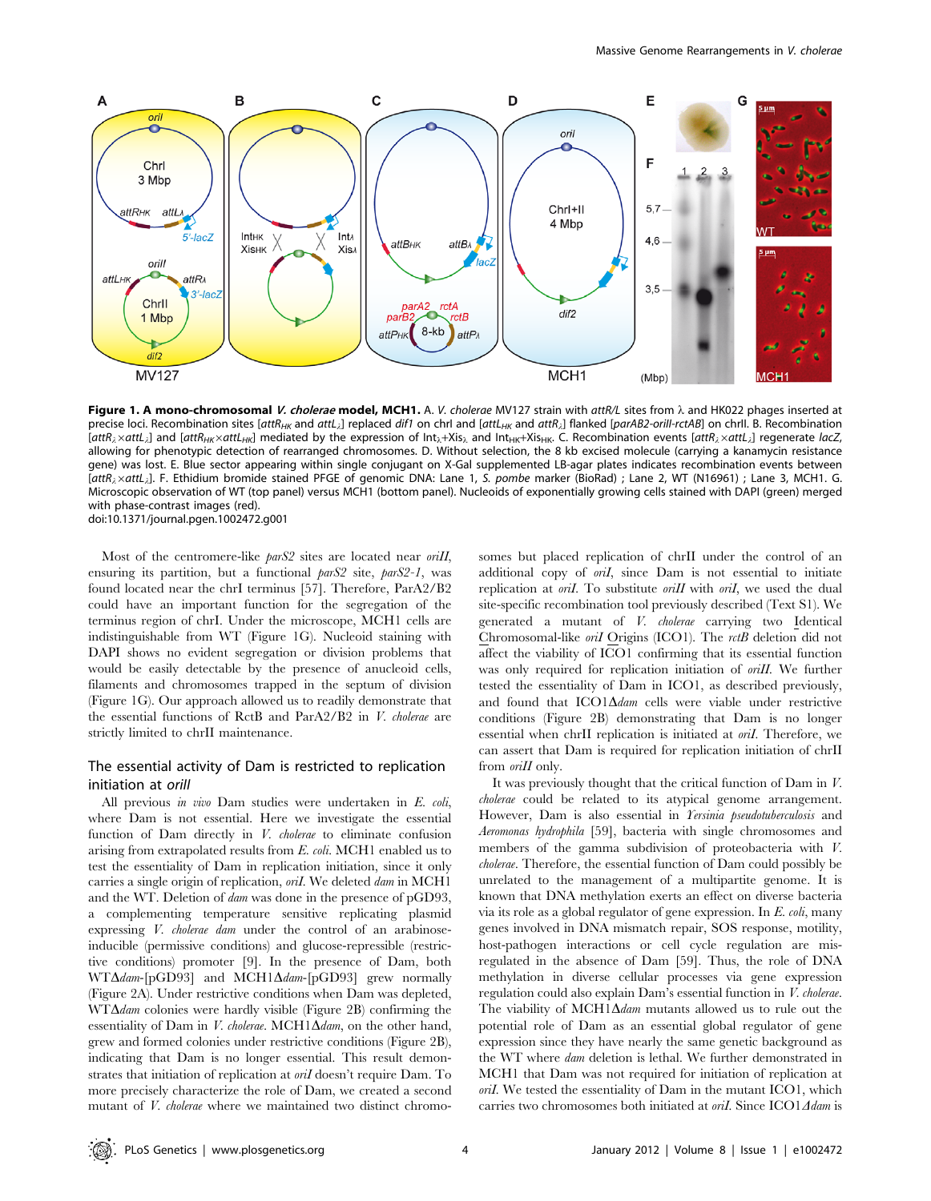**Figure 1. A mono-chromosomal *V. cholerae* model, MCH1.** A. *V. cholerae* MV127 strain with *attR/L* sites from λ and HK022 phages inserted at precise loci. Recombination sites [$attR_{HK}$ and $attL_{\lambda}$] replaced *dif1* on chrI and [$attL_{HK}$ and $attR_{\lambda}$] flanked [*parAB2-oriII-rctAB*] on chrII. B. Recombination [$attR_{\lambda}\times attL_{\lambda}$] and [$attR_{HK}\times attL_{HK}$] mediated by the expression of $Int_{\lambda}$+$Xis_{\lambda}$ and $Int_{HK}$+$Xis_{HK}$. C. Recombination events [$attR_{\lambda}\times attL_{\lambda}$] regenerate *lacZ*, allowing for phenotypic detection of rearranged chromosomes. D. Without selection, the 8 kb excised molecule (carrying a kanamycin resistance gene) was lost. E. Blue sector appearing within single conjugant on X-Gal supplemented LB-agar plates indicates recombination events between [$attR_{\lambda}\times attL_{\lambda}$]. F. Ethidium bromide stained PFGE of genomic DNA: Lane 1, *S. pombe* marker (BioRad) ; Lane 2, WT (N16961) ; Lane 3, MCH1. G. Microscopic observation of WT (top panel) versus MCH1 (bottom panel). Nucleoids of exponentially growing cells stained with DAPI (green) merged with phase-contrast images (red).
doi:10.1371/journal.pgen.1002472.g001

Most of the centromere-like *parS2* sites are located near *oriII*, ensuring its partition, but a functional *parS2* site, *parS2-1*, was found located near the chrI terminus [57]. Therefore, ParA2/B2 could have an important function for the segregation of the terminus region of chrI. Under the microscope, MCH1 cells are indistinguishable from WT (Figure 1G). Nucleoid staining with DAPI shows no evident segregation or division problems that would be easily detectable by the presence of anucleoid cells, filaments and chromosomes trapped in the septum of division (Figure 1G). Our approach allowed us to readily demonstrate that the essential functions of RctB and ParA2/B2 in *V. cholerae* are strictly limited to chrII maintenance.

## The essential activity of Dam is restricted to replication initiation at *oriII*

All previous *in vivo* Dam studies were undertaken in *E. coli*, where Dam is not essential. Here we investigate the essential function of Dam directly in *V. cholerae* to eliminate confusion arising from extrapolated results from *E. coli*. MCH1 enabled us to test the essentiality of Dam in replication initiation, since it only carries a single origin of replication, *oriI*. We deleted *dam* in MCH1 and the WT. Deletion of *dam* was done in the presence of pGD93, a complementing temperature sensitive replicating plasmid expressing *V. cholerae dam* under the control of an arabinose-inducible (permissive conditions) and glucose-repressible (restrictive conditions) promoter [9]. In the presence of Dam, both WTΔ*dam*-[pGD93] and MCH1Δ*dam*-[pGD93] grew normally (Figure 2A). Under restrictive conditions when Dam was depleted, WTΔ*dam* colonies were hardly visible (Figure 2B) confirming the essentiality of Dam in *V. cholerae*. MCH1Δ*dam*, on the other hand, grew and formed colonies under restrictive conditions (Figure 2B), indicating that Dam is no longer essential. This result demonstrates that initiation of replication at *oriI* doesn't require Dam. To more precisely characterize the role of Dam, we created a second mutant of *V. cholerae* where we maintained two distinct chromosomes but placed replication of chrII under the control of an additional copy of *oriI*, since Dam is not essential to initiate replication at *oriI*. To substitute *oriII* with *oriI*, we used the dual site-specific recombination tool previously described (Text S1). We generated a mutant of *V. cholerae* carrying two Identical Chromosomal-like *oriI* Origins (ICO1). The *rctB* deletion did not affect the viability of ICO1 confirming that its essential function was only required for replication initiation of *oriII*. We further tested the essentiality of Dam in ICO1, as described previously, and found that ICO1Δ*dam* cells were viable under restrictive conditions (Figure 2B) demonstrating that Dam is no longer essential when chrII replication is initiated at *oriI*. Therefore, we can assert that Dam is required for replication initiation of chrII from *oriII* only.

It was previously thought that the critical function of Dam in *V. cholerae* could be related to its atypical genome arrangement. However, Dam is also essential in *Yersinia pseudotuberculosis* and *Aeromonas hydrophila* [59], bacteria with single chromosomes and members of the gamma subdivision of proteobacteria with *V. cholerae*. Therefore, the essential function of Dam could possibly be unrelated to the management of a multipartite genome. It is known that DNA methylation exerts an effect on diverse bacteria via its role as a global regulator of gene expression. In *E. coli*, many genes involved in DNA mismatch repair, SOS response, motility, host-pathogen interactions or cell cycle regulation are misregulated in the absence of Dam [59]. Thus, the role of DNA methylation in diverse cellular processes via gene expression regulation could also explain Dam's essential function in *V. cholerae*. The viability of MCH1Δ*dam* mutants allowed us to rule out the potential role of Dam as an essential global regulator of gene expression since they have nearly the same genetic background as the WT where *dam* deletion is lethal. We further demonstrated in MCH1 that Dam was not required for initiation of replication at *oriI*. We tested the essentiality of Dam in the mutant ICO1, which carries two chromosomes both initiated at *oriI*. Since ICO1Δ*dam* is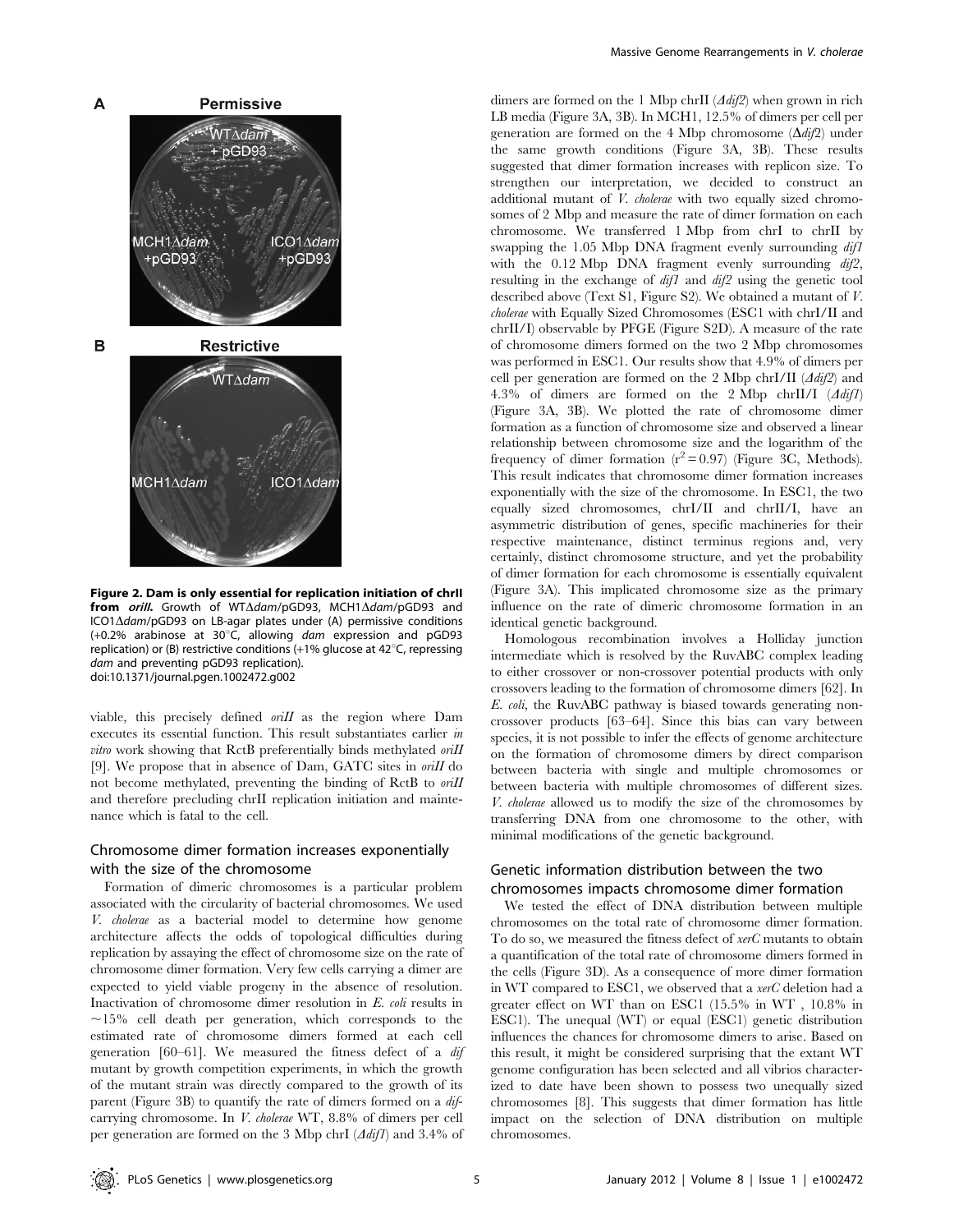**Figure 2. Dam is only essential for replication initiation of chrII from *oriII*.** Growth of WTΔ*dam*/pGD93, MCH1Δ*dam*/pGD93 and ICO1Δ*dam*/pGD93 on LB-agar plates under (A) permissive conditions (+0.2% arabinose at 30°C, allowing *dam* expression and pGD93 replication) or (B) restrictive conditions (+1% glucose at 42°C, repressing *dam* and preventing pGD93 replication).
doi:10.1371/journal.pgen.1002472.g002

viable, this precisely defined *oriII* as the region where Dam executes its essential function. This result substantiates earlier *in vitro* work showing that RctB preferentially binds methylated *oriII* [9]. We propose that in absence of Dam, GATC sites in *oriII* do not become methylated, preventing the binding of RctB to *oriII* and therefore precluding chrII replication initiation and maintenance which is fatal to the cell.

## Chromosome dimer formation increases exponentially with the size of the chromosome

Formation of dimeric chromosomes is a particular problem associated with the circularity of bacterial chromosomes. We used *V. cholerae* as a bacterial model to determine how genome architecture affects the odds of topological difficulties during replication by assaying the effect of chromosome size on the rate of chromosome dimer formation. Very few cells carrying a dimer are expected to yield viable progeny in the absence of resolution. Inactivation of chromosome dimer resolution in *E. coli* results in ~15% cell death per generation, which corresponds to the estimated rate of chromosome dimers formed at each cell generation [60–61]. We measured the fitness defect of a *dif* mutant by growth competition experiments, in which the growth of the mutant strain was directly compared to the growth of its parent (Figure 3B) to quantify the rate of dimers formed on a *dif*-carrying chromosome. In *V. cholerae* WT, 8.8% of dimers per cell per generation are formed on the 3 Mbp chrI (*Δdif1*) and 3.4% of dimers are formed on the 1 Mbp chrII (*Δdif2*) when grown in rich LB media (Figure 3A, 3B). In MCH1, 12.5% of dimers per cell per generation are formed on the 4 Mbp chromosome (*Δdif2*) under the same growth conditions (Figure 3A, 3B). These results suggested that dimer formation increases with replicon size. To strengthen our interpretation, we decided to construct an additional mutant of *V. cholerae* with two equally sized chromosomes of 2 Mbp and measure the rate of dimer formation on each chromosome. We transferred 1 Mbp from chrI to chrII by swapping the 1.05 Mbp DNA fragment evenly surrounding *dif1* with the 0.12 Mbp DNA fragment evenly surrounding *dif2*, resulting in the exchange of *dif1* and *dif2* using the genetic tool described above (Text S1, Figure S2). We obtained a mutant of *V. cholerae* with Equally Sized Chromosomes (ESC1 with chrI/II and chrII/I) observable by PFGE (Figure S2D). A measure of the rate of chromosome dimers formed on the two 2 Mbp chromosomes was performed in ESC1. Our results show that 4.9% of dimers per cell per generation are formed on the 2 Mbp chrI/II (*Δdif2*) and 4.3% of dimers are formed on the 2 Mbp chrII/I (*Δdif1*) (Figure 3A, 3B). We plotted the rate of chromosome dimer formation as a function of chromosome size and observed a linear relationship between chromosome size and the logarithm of the frequency of dimer formation ($r^2 = 0.97$) (Figure 3C, Methods). This result indicates that chromosome dimer formation increases exponentially with the size of the chromosome. In ESC1, the two equally sized chromosomes, chrI/II and chrII/I, have an asymmetric distribution of genes, specific machineries for their respective maintenance, distinct terminus regions and, very certainly, distinct chromosome structure, and yet the probability of dimer formation for each chromosome is essentially equivalent (Figure 3A). This implicated chromosome size as the primary influence on the rate of dimeric chromosome formation in an identical genetic background.

Homologous recombination involves a Holliday junction intermediate which is resolved by the RuvABC complex leading to either crossover or non-crossover potential products with only crossovers leading to the formation of chromosome dimers [62]. In *E. coli*, the RuvABC pathway is biased towards generating non-crossover products [63–64]. Since this bias can vary between species, it is not possible to infer the effects of genome architecture on the formation of chromosome dimers by direct comparison between bacteria with single and multiple chromosomes or between bacteria with multiple chromosomes of different sizes. *V. cholerae* allowed us to modify the size of the chromosomes by transferring DNA from one chromosome to the other, with minimal modifications of the genetic background.

## Genetic information distribution between the two chromosomes impacts chromosome dimer formation

We tested the effect of DNA distribution between multiple chromosomes on the total rate of chromosome dimer formation. To do so, we measured the fitness defect of *xerC* mutants to obtain a quantification of the total rate of chromosome dimers formed in the cells (Figure 3D). As a consequence of more dimer formation in WT compared to ESC1, we observed that a *xerC* deletion had a greater effect on WT than on ESC1 (15.5% in WT , 10.8% in ESC1). The unequal (WT) or equal (ESC1) genetic distribution influences the chances for chromosome dimers to arise. Based on this result, it might be considered surprising that the extant WT genome configuration has been selected and all vibrios characterized to date have been shown to possess two unequally sized chromosomes [8]. This suggests that dimer formation has little impact on the selection of DNA distribution on multiple chromosomes.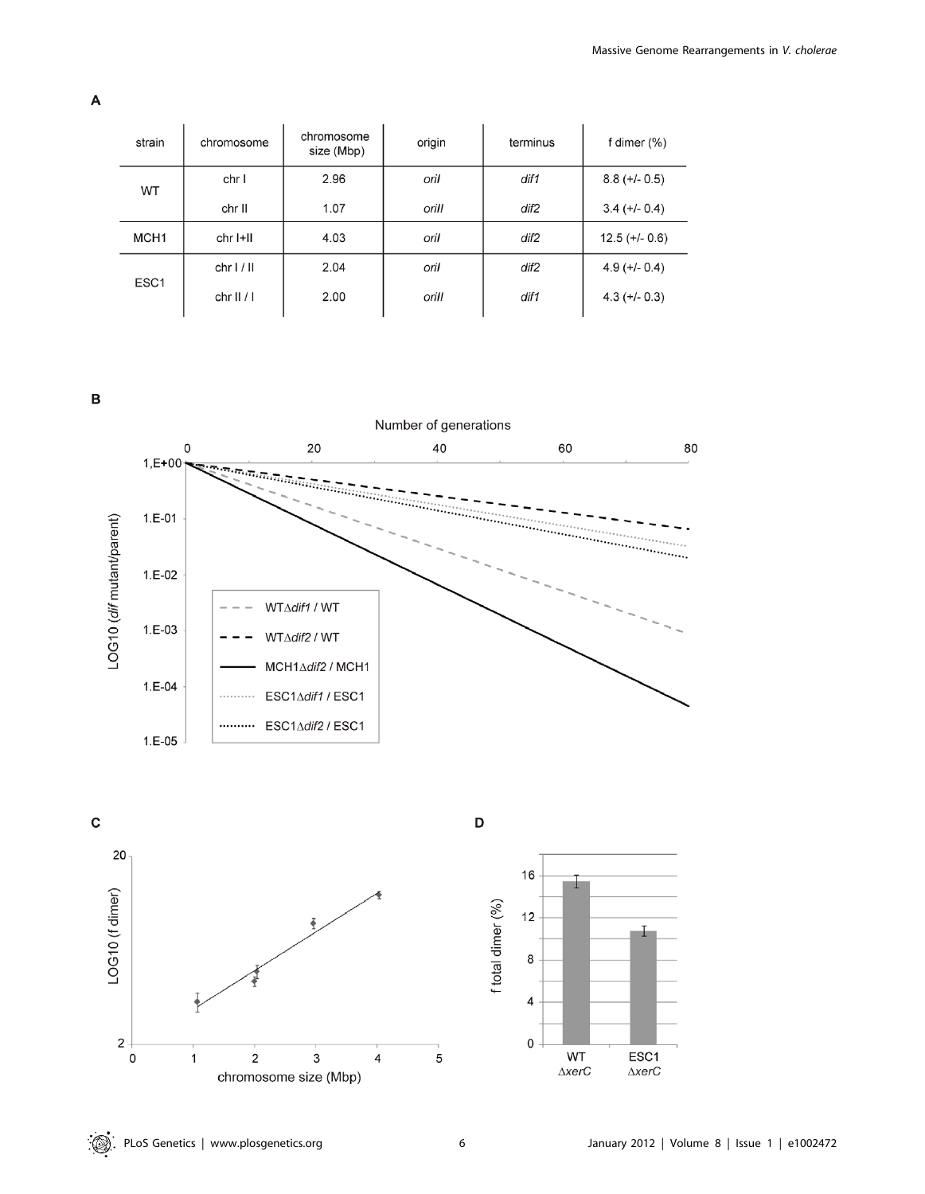**A**

| strain | chromosome | chromosome size (Mbp) | origin | terminus | f dimer (%) |
| --- | --- | --- | --- | --- | --- |
| WT | chr I | 2.96 | *oriI* | *dif1* | 8.8 (+/- 0.5) |
| | chr II | 1.07 | *oriII* | *dif2* | 3.4 (+/- 0.4) |
| MCH1 | chr I+II | 4.03 | *oriI* | *dif2* | 12.5 (+/- 0.6) |
| ESC1 | chr I / II | 2.04 | *oriI* | *dif2* | 4.9 (+/- 0.4) |
| | chr II / I | 2.00 | *oriII* | *dif1* | 4.3 (+/- 0.3) |

**B**

**C**

**D**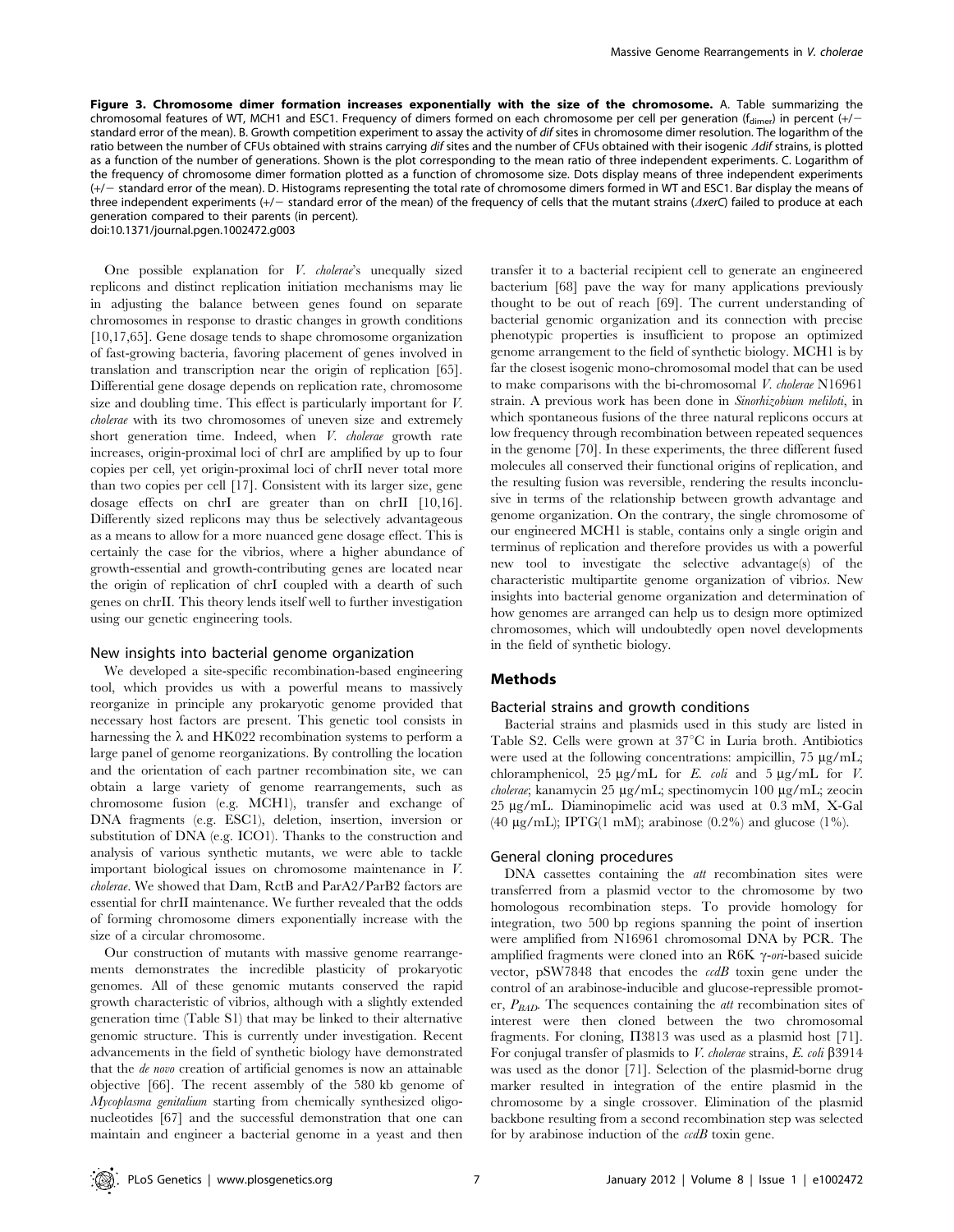**Figure 3. Chromosome dimer formation increases exponentially with the size of the chromosome.** A. Table summarizing the chromosomal features of WT, MCH1 and ESC1. Frequency of dimers formed on each chromosome per cell per generation ($f_{dimer}$) in percent (+/− standard error of the mean). B. Growth competition experiment to assay the activity of *dif* sites in chromosome dimer resolution. The logarithm of the ratio between the number of CFUs obtained with strains carrying *dif* sites and the number of CFUs obtained with their isogenic *Δdif* strains, is plotted as a function of the number of generations. Shown is the plot corresponding to the mean ratio of three independent experiments. C. Logarithm of the frequency of chromosome dimer formation plotted as a function of chromosome size. Dots display means of three independent experiments (+/− standard error of the mean). D. Histograms representing the total rate of chromosome dimers formed in WT and ESC1. Bar display the means of three independent experiments (+/− standard error of the mean) of the frequency of cells that the mutant strains (*ΔxerC*) failed to produce at each generation compared to their parents (in percent).
doi:10.1371/journal.pgen.1002472.g003

One possible explanation for *V. cholerae*'s unequally sized replicons and distinct replication initiation mechanisms may lie in adjusting the balance between genes found on separate chromosomes in response to drastic changes in growth conditions [10,17,65]. Gene dosage tends to shape chromosome organization of fast-growing bacteria, favoring placement of genes involved in translation and transcription near the origin of replication [65]. Differential gene dosage depends on replication rate, chromosome size and doubling time. This effect is particularly important for *V. cholerae* with its two chromosomes of uneven size and extremely short generation time. Indeed, when *V. cholerae* growth rate increases, origin-proximal loci of chrI are amplified by up to four copies per cell, yet origin-proximal loci of chrII never total more than two copies per cell [17]. Consistent with its larger size, gene dosage effects on chrI are greater than on chrII [10,16]. Differently sized replicons may thus be selectively advantageous as a means to allow for a more nuanced gene dosage effect. This is certainly the case for the vibrios, where a higher abundance of growth-essential and growth-contributing genes are located near the origin of replication of chrI coupled with a dearth of such genes on chrII. This theory lends itself well to further investigation using our genetic engineering tools.

### New insights into bacterial genome organization

We developed a site-specific recombination-based engineering tool, which provides us with a powerful means to massively reorganize in principle any prokaryotic genome provided that necessary host factors are present. This genetic tool consists in harnessing the λ and HK022 recombination systems to perform a large panel of genome reorganizations. By controlling the location and the orientation of each partner recombination site, we can obtain a large variety of genome rearrangements, such as chromosome fusion (e.g. MCH1), transfer and exchange of DNA fragments (e.g. ESC1), deletion, insertion, inversion or substitution of DNA (e.g. ICO1). Thanks to the construction and analysis of various synthetic mutants, we were able to tackle important biological issues on chromosome maintenance in *V. cholerae*. We showed that Dam, RctB and ParA2/ParB2 factors are essential for chrII maintenance. We further revealed that the odds of forming chromosome dimers exponentially increase with the size of a circular chromosome.

Our construction of mutants with massive genome rearrangements demonstrates the incredible plasticity of prokaryotic genomes. All of these genomic mutants conserved the rapid growth characteristic of vibrios, although with a slightly extended generation time (Table S1) that may be linked to their alternative genomic structure. This is currently under investigation. Recent advancements in the field of synthetic biology have demonstrated that the *de novo* creation of artificial genomes is now an attainable objective [66]. The recent assembly of the 580 kb genome of *Mycoplasma genitalium* starting from chemically synthesized oligonucleotides [67] and the successful demonstration that one can maintain and engineer a bacterial genome in a yeast and then transfer it to a bacterial recipient cell to generate an engineered bacterium [68] pave the way for many applications previously thought to be out of reach [69]. The current understanding of bacterial genomic organization and its connection with precise phenotypic properties is insufficient to propose an optimized genome arrangement to the field of synthetic biology. MCH1 is by far the closest isogenic mono-chromosomal model that can be used to make comparisons with the bi-chromosomal *V. cholerae* N16961 strain. A previous work has been done in *Sinorhizobium meliloti*, in which spontaneous fusions of the three natural replicons occurs at low frequency through recombination between repeated sequences in the genome [70]. In these experiments, the three different fused molecules all conserved their functional origins of replication, and the resulting fusion was reversible, rendering the results inconclusive in terms of the relationship between growth advantage and genome organization. On the contrary, the single chromosome of our engineered MCH1 is stable, contains only a single origin and terminus of replication and therefore provides us with a powerful new tool to investigate the selective advantage(s) of the characteristic multipartite genome organization of vibrio*s*. New insights into bacterial genome organization and determination of how genomes are arranged can help us to design more optimized chromosomes, which will undoubtedly open novel developments in the field of synthetic biology.

## Methods

### Bacterial strains and growth conditions

Bacterial strains and plasmids used in this study are listed in Table S2. Cells were grown at 37°C in Luria broth. Antibiotics were used at the following concentrations: ampicillin, 75 µg/mL; chloramphenicol, 25 µg/mL for *E. coli* and 5 µg/mL for *V. cholerae*; kanamycin 25 µg/mL; spectinomycin 100 µg/mL; zeocin 25 µg/mL. Diaminopimelic acid was used at 0.3 mM, X-Gal (40 µg/mL); IPTG(1 mM); arabinose (0.2%) and glucose (1%).

### General cloning procedures

DNA cassettes containing the *att* recombination sites were transferred from a plasmid vector to the chromosome by two homologous recombination steps. To provide homology for integration, two 500 bp regions spanning the point of insertion were amplified from N16961 chromosomal DNA by PCR. The amplified fragments were cloned into an R6K γ-*ori*-based suicide vector, pSW7848 that encodes the *ccdB* toxin gene under the control of an arabinose-inducible and glucose-repressible promoter, $P_{BAD}$. The sequences containing the *att* recombination sites of interest were then cloned between the two chromosomal fragments. For cloning, Π3813 was used as a plasmid host [71]. For conjugal transfer of plasmids to *V. cholerae* strains, *E. coli* β3914 was used as the donor [71]. Selection of the plasmid-borne drug marker resulted in integration of the entire plasmid in the chromosome by a single crossover. Elimination of the plasmid backbone resulting from a second recombination step was selected for by arabinose induction of the *ccdB* toxin gene.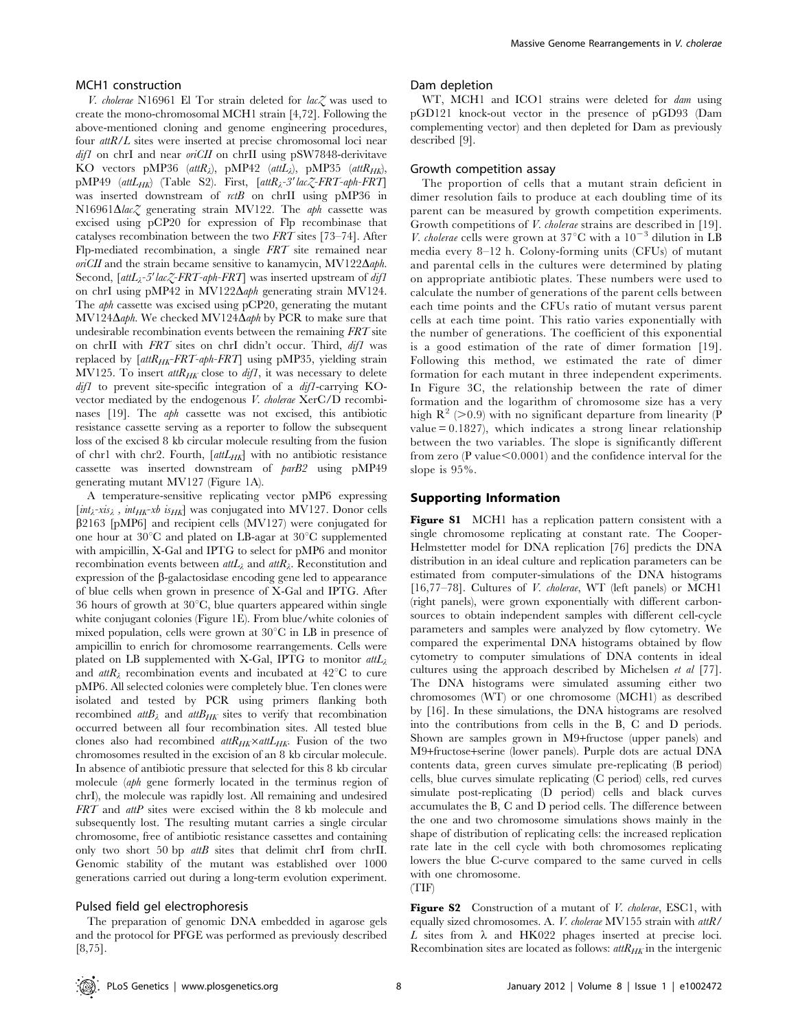### MCH1 construction

*V. cholerae* N16961 El Tor strain deleted for *lacZ* was used to create the mono-chromosomal MCH1 strain [4,72]. Following the above-mentioned cloning and genome engineering procedures, four *attR/L* sites were inserted at precise chromosomal loci near *dif1* on chrI and near *oriCII* on chrII using pSW7848-derivitave KO vectors pMP36 ($attR_{\lambda}$), pMP42 ($attL_{\lambda}$), pMP35 ($attR_{HK}$), pMP49 ($attL_{HK}$) (Table S2). First, [$attR_{\lambda}$-3′ *lacZ-FRT-aph-FRT*] was inserted downstream of *rctB* on chrII using pMP36 in N16961Δ*lacZ* generating strain MV122. The *aph* cassette was excised using pCP20 for expression of Flp recombinase that catalyses recombination between the two *FRT* sites [73–74]. After Flp-mediated recombination, a single *FRT* site remained near *oriCII* and the strain became sensitive to kanamycin, MV122Δ*aph*. Second, [$attL_{\lambda}$-5′ *lacZ-FRT-aph-FRT*] was inserted upstream of *dif1* on chrI using pMP42 in MV122Δ*aph* generating strain MV124. The *aph* cassette was excised using pCP20, generating the mutant MV124Δ*aph*. We checked MV124Δ*aph* by PCR to make sure that undesirable recombination events between the remaining *FRT* site on chrII with *FRT* sites on chrI didn't occur. Third, *dif1* was replaced by [$attR_{HK}$-*FRT-aph-FRT*] using pMP35, yielding strain MV125. To insert $attR_{HK}$ close to *dif1*, it was necessary to delete *dif1* to prevent site-specific integration of a *dif1*-carrying KO-vector mediated by the endogenous *V. cholerae* XerC/D recombinases [19]. The *aph* cassette was not excised, this antibiotic resistance cassette serving as a reporter to follow the subsequent loss of the excised 8 kb circular molecule resulting from the fusion of chr1 with chr2. Fourth, [$attL_{HK}$] with no antibiotic resistance cassette was inserted downstream of *parB2* using pMP49 generating mutant MV127 (Figure 1A).

A temperature-sensitive replicating vector pMP6 expressing [$int_{\lambda}$-$xis_{\lambda}$ , $int_{HK}$-$xb$ $is_{HK}$] was conjugated into MV127. Donor cells β2163 [pMP6] and recipient cells (MV127) were conjugated for one hour at 30°C and plated on LB-agar at 30°C supplemented with ampicillin, X-Gal and IPTG to select for pMP6 and monitor recombination events between $attL_{\lambda}$ and $attR_{\lambda}$. Reconstitution and expression of the β-galactosidase encoding gene led to appearance of blue cells when grown in presence of X-Gal and IPTG. After 36 hours of growth at 30°C, blue quarters appeared within single white conjugant colonies (Figure 1E). From blue/white colonies of mixed population, cells were grown at 30°C in LB in presence of ampicillin to enrich for chromosome rearrangements. Cells were plated on LB supplemented with X-Gal, IPTG to monitor $attL_{\lambda}$ and $attR_{\lambda}$ recombination events and incubated at 42°C to cure pMP6. All selected colonies were completely blue. Ten clones were isolated and tested by PCR using primers flanking both recombined $attB_{\lambda}$ and $attB_{HK}$ sites to verify that recombination occurred between all four recombination sites. All tested blue clones also had recombined $attR_{HK}$×$attL_{HK}$. Fusion of the two chromosomes resulted in the excision of an 8 kb circular molecule. In absence of antibiotic pressure that selected for this 8 kb circular molecule (*aph* gene formerly located in the terminus region of chrI), the molecule was rapidly lost. All remaining and undesired *FRT* and *attP* sites were excised within the 8 kb molecule and subsequently lost. The resulting mutant carries a single circular chromosome, free of antibiotic resistance cassettes and containing only two short 50 bp *attB* sites that delimit chrI from chrII. Genomic stability of the mutant was established over 1000 generations carried out during a long-term evolution experiment.

### Pulsed field gel electrophoresis

The preparation of genomic DNA embedded in agarose gels and the protocol for PFGE was performed as previously described [8,75].

### Dam depletion

WT, MCH1 and ICO1 strains were deleted for *dam* using pGD121 knock-out vector in the presence of pGD93 (Dam complementing vector) and then depleted for Dam as previously described [9].

### Growth competition assay

The proportion of cells that a mutant strain deficient in dimer resolution fails to produce at each doubling time of its parent can be measured by growth competition experiments. Growth competitions of *V. cholerae* strains are described in [19]. *V. cholerae* cells were grown at 37°C with a $10^{-3}$ dilution in LB media every 8–12 h. Colony-forming units (CFUs) of mutant and parental cells in the cultures were determined by plating on appropriate antibiotic plates. These numbers were used to calculate the number of generations of the parent cells between each time points and the CFUs ratio of mutant versus parent cells at each time point. This ratio varies exponentially with the number of generations. The coefficient of this exponential is a good estimation of the rate of dimer formation [19]. Following this method, we estimated the rate of dimer formation for each mutant in three independent experiments. In Figure 3C, the relationship between the rate of dimer formation and the logarithm of chromosome size has a very high $R^2$ (>0.9) with no significant departure from linearity (P value = 0.1827), which indicates a strong linear relationship between the two variables. The slope is significantly different from zero (P value<0.0001) and the confidence interval for the slope is 95%.

## Supporting Information

**Figure S1** MCH1 has a replication pattern consistent with a single chromosome replicating at constant rate. The Cooper-Helmstetter model for DNA replication [76] predicts the DNA distribution in an ideal culture and replication parameters can be estimated from computer-simulations of the DNA histograms [16,77–78]. Cultures of *V. cholerae*, WT (left panels) or MCH1 (right panels), were grown exponentially with different carbon-sources to obtain independent samples with different cell-cycle parameters and samples were analyzed by flow cytometry. We compared the experimental DNA histograms obtained by flow cytometry to computer simulations of DNA contents in ideal cultures using the approach described by Michelsen *et al* [77]. The DNA histograms were simulated assuming either two chromosomes (WT) or one chromosome (MCH1) as described by [16]. In these simulations, the DNA histograms are resolved into the contributions from cells in the B, C and D periods. Shown are samples grown in M9+fructose (upper panels) and M9+fructose+serine (lower panels). Purple dots are actual DNA contents data, green curves simulate pre-replicating (B period) cells, blue curves simulate replicating (C period) cells, red curves simulate post-replicating (D period) cells and black curves accumulates the B, C and D period cells. The difference between the one and two chromosome simulations shows mainly in the shape of distribution of replicating cells: the increased replication rate late in the cell cycle with both chromosomes replicating lowers the blue C-curve compared to the same curved in cells with one chromosome.
(TIF)

**Figure S2** Construction of a mutant of *V. cholerae*, ESC1, with equally sized chromosomes. A. *V. cholerae* MV155 strain with *attR/L* sites from λ and HK022 phages inserted at precise loci. Recombination sites are located as follows: $attR_{HK}$ in the intergenic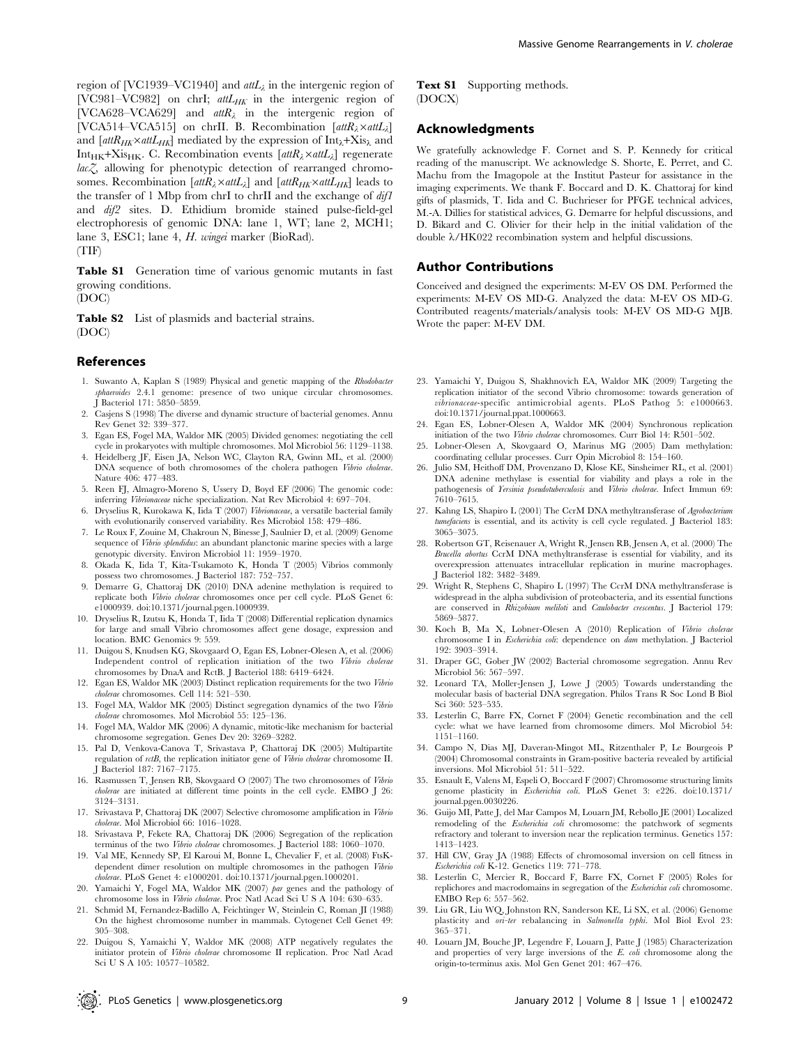region of [VC1939–VC1940] and $attL_\lambda$ in the intergenic region of [VC981–VC982] on chrI; $attL_{HK}$ in the intergenic region of [VCA628–VCA629] and $attR_\lambda$ in the intergenic region of [VCA514–VCA515] on chrII. B. Recombination [$attR_\lambda \times attL_\lambda$] and [$attR_{HK} \times attL_{HK}$] mediated by the expression of $Int_\lambda$+$Xis_\lambda$ and $Int_{HK}$+$Xis_{HK}$. C. Recombination events [$attR_\lambda \times attL_\lambda$] regenerate *lacZ*, allowing for phenotypic detection of rearranged chromosomes. Recombination [$attR_\lambda \times attL_\lambda$] and [$attR_{HK} \times attL_{HK}$] leads to the transfer of 1 Mbp from chrI to chrII and the exchange of *dif1* and *dif2* sites. D. Ethidium bromide stained pulse-field-gel electrophoresis of genomic DNA: lane 1, WT; lane 2, MCH1; lane 3, ESC1; lane 4, *H. wingei* marker (BioRad).
(TIF)

**Table S1** Generation time of various genomic mutants in fast growing conditions.
(DOC)

**Table S2** List of plasmids and bacterial strains.
(DOC)

**Text S1** Supporting methods.
(DOCX)

## Acknowledgments

We gratefully acknowledge F. Cornet and S. P. Kennedy for critical reading of the manuscript. We acknowledge S. Shorte, E. Perret, and C. Machu from the Imagopole at the Institut Pasteur for assistance in the imaging experiments. We thank F. Boccard and D. K. Chattoraj for kind gifts of plasmids, T. Iida and C. Buchrieser for PFGE technical advices, M.-A. Dillies for statistical advices, G. Demarre for helpful discussions, and D. Bikard and C. Olivier for their help in the initial validation of the double λ/HK022 recombination system and helpful discussions.

## Author Contributions

Conceived and designed the experiments: M-EV OS DM. Performed the experiments: M-EV OS MD-G. Analyzed the data: M-EV OS MD-G. Contributed reagents/materials/analysis tools: M-EV OS MD-G MJB. Wrote the paper: M-EV DM.

## References

1. Suwanto A, Kaplan S (1989) Physical and genetic mapping of the *Rhodobacter sphaeroides* 2.4.1 genome: presence of two unique circular chromosomes. J Bacteriol 171: 5850–5859.
2. Casjens S (1998) The diverse and dynamic structure of bacterial genomes. Annu Rev Genet 32: 339–377.
3. Egan ES, Fogel MA, Waldor MK (2005) Divided genomes: negotiating the cell cycle in prokaryotes with multiple chromosomes. Mol Microbiol 56: 1129–1138.
4. Heidelberg JF, Eisen JA, Nelson WC, Clayton RA, Gwinn ML, et al. (2000) DNA sequence of both chromosomes of the cholera pathogen *Vibrio cholerae*. Nature 406: 477–483.
5. Reen FJ, Almagro-Moreno S, Ussery D, Boyd EF (2006) The genomic code: inferring *Vibrionaceae* niche specialization. Nat Rev Microbiol 4: 697–704.
6. Dryselius R, Kurokawa K, Iida T (2007) *Vibrionaceae*, a versatile bacterial family with evolutionarily conserved variability. Res Microbiol 158: 479–486.
7. Le Roux F, Zouine M, Chakroun N, Binesse J, Saulnier D, et al. (2009) Genome sequence of *Vibrio splendidus*: an abundant planctonic marine species with a large genotypic diversity. Environ Microbiol 11: 1959–1970.
8. Okada K, Iida T, Kita-Tsukamoto K, Honda T (2005) Vibrios commonly possess two chromosomes. J Bacteriol 187: 752–757.
9. Demarre G, Chattoraj DK (2010) DNA adenine methylation is required to replicate both *Vibrio cholerae* chromosomes once per cell cycle. PLoS Genet 6: e1000939. doi:10.1371/journal.pgen.1000939.
10. Dryselius R, Izutsu K, Honda T, Iida T (2008) Differential replication dynamics for large and small Vibrio chromosomes affect gene dosage, expression and location. BMC Genomics 9: 559.
11. Duigou S, Knudsen KG, Skovgaard O, Egan ES, Lobner-Olesen A, et al. (2006) Independent control of replication initiation of the two *Vibrio cholerae* chromosomes by DnaA and RctB. J Bacteriol 188: 6419–6424.
12. Egan ES, Waldor MK (2003) Distinct replication requirements for the two *Vibrio cholerae* chromosomes. Cell 114: 521–530.
13. Fogel MA, Waldor MK (2005) Distinct segregation dynamics of the two *Vibrio cholerae* chromosomes. Mol Microbiol 55: 125–136.
14. Fogel MA, Waldor MK (2006) A dynamic, mitotic-like mechanism for bacterial chromosome segregation. Genes Dev 20: 3269–3282.
15. Pal D, Venkova-Canova T, Srivastava P, Chattoraj DK (2005) Multipartite regulation of *rctB*, the replication initiator gene of *Vibrio cholerae* chromosome II. J Bacteriol 187: 7167–7175.
16. Rasmussen T, Jensen RB, Skovgaard O (2007) The two chromosomes of *Vibrio cholerae* are initiated at different time points in the cell cycle. EMBO J 26: 3124–3131.
17. Srivastava P, Chattoraj DK (2007) Selective chromosome amplification in *Vibrio cholerae*. Mol Microbiol 66: 1016–1028.
18. Srivastava P, Fekete RA, Chattoraj DK (2006) Segregation of the replication terminus of the two *Vibrio cholerae* chromosomes. J Bacteriol 188: 1060–1070.
19. Val ME, Kennedy SP, El Karoui M, Bonne L, Chevalier F, et al. (2008) FtsK-dependent dimer resolution on multiple chromosomes in the pathogen *Vibrio cholerae*. PLoS Genet 4: e1000201. doi:10.1371/journal.pgen.1000201.
20. Yamaichi Y, Fogel MA, Waldor MK (2007) *par* genes and the pathology of chromosome loss in *Vibrio cholerae*. Proc Natl Acad Sci U S A 104: 630–635.
21. Schmid M, Fernandez-Badillo A, Feichtinger W, Steinlein C, Roman JI (1988) On the highest chromosome number in mammals. Cytogenet Cell Genet 49: 305–308.
22. Duigou S, Yamaichi Y, Waldor MK (2008) ATP negatively regulates the initiator protein of *Vibrio cholerae* chromosome II replication. Proc Natl Acad Sci U S A 105: 10577–10582.
23. Yamaichi Y, Duigou S, Shakhnovich EA, Waldor MK (2009) Targeting the replication initiator of the second Vibrio chromosome: towards generation of *vibrionaceae*-specific antimicrobial agents. PLoS Pathog 5: e1000663. doi:10.1371/journal.ppat.1000663.
24. Egan ES, Lobner-Olesen A, Waldor MK (2004) Synchronous replication initiation of the two *Vibrio cholerae* chromosomes. Curr Biol 14: R501–502.
25. Lobner-Olesen A, Skovgaard O, Marinus MG (2005) Dam methylation: coordinating cellular processes. Curr Opin Microbiol 8: 154–160.
26. Julio SM, Heithoff DM, Provenzano D, Klose KE, Sinsheimer RL, et al. (2001) DNA adenine methylase is essential for viability and plays a role in the pathogenesis of *Yersinia pseudotuberculosis* and *Vibrio cholerae*. Infect Immun 69: 7610–7615.
27. Kahng LS, Shapiro L (2001) The CcrM DNA methyltransferase of *Agrobacterium tumefaciens* is essential, and its activity is cell cycle regulated. J Bacteriol 183: 3065–3075.
28. Robertson GT, Reisenauer A, Wright R, Jensen RB, Jensen A, et al. (2000) The *Brucella abortus* CcrM DNA methyltransferase is essential for viability, and its overexpression attenuates intracellular replication in murine macrophages. J Bacteriol 182: 3482–3489.
29. Wright R, Stephens C, Shapiro L (1997) The CcrM DNA methyltransferase is widespread in the alpha subdivision of proteobacteria, and its essential functions are conserved in *Rhizobium meliloti* and *Caulobacter crescentus*. J Bacteriol 179: 5869–5877.
30. Koch B, Ma X, Lobner-Olesen A (2010) Replication of *Vibrio cholerae* chromosome I in *Escherichia coli*: dependence on *dam* methylation. J Bacteriol 192: 3903–3914.
31. Draper GC, Gober JW (2002) Bacterial chromosome segregation. Annu Rev Microbiol 56: 567–597.
32. Leonard TA, Moller-Jensen J, Lowe J (2005) Towards understanding the molecular basis of bacterial DNA segregation. Philos Trans R Soc Lond B Biol Sci 360: 523–535.
33. Lesterlin C, Barre FX, Cornet F (2004) Genetic recombination and the cell cycle: what we have learned from chromosome dimers. Mol Microbiol 54: 1151–1160.
34. Campo N, Dias MJ, Daveran-Mingot ML, Ritzenthaler P, Le Bourgeois P (2004) Chromosomal constraints in Gram-positive bacteria revealed by artificial inversions. Mol Microbiol 51: 511–522.
35. Esnault E, Valens M, Espeli O, Boccard F (2007) Chromosome structuring limits genome plasticity in *Escherichia coli*. PLoS Genet 3: e226. doi:10.1371/journal.pgen.0030226.
36. Guijo MI, Patte J, del Mar Campos M, Louarn JM, Rebollo JE (2001) Localized remodeling of the *Escherichia coli* chromosome: the patchwork of segments refractory and tolerant to inversion near the replication terminus. Genetics 157: 1413–1423.
37. Hill CW, Gray JA (1988) Effects of chromosomal inversion on cell fitness in *Escherichia coli* K-12. Genetics 119: 771–778.
38. Lesterlin C, Mercier R, Boccard F, Barre FX, Cornet F (2005) Roles for replichores and macrodomains in segregation of the *Escherichia coli* chromosome. EMBO Rep 6: 557–562.
39. Liu GR, Liu WQ, Johnston RN, Sanderson KE, Li SX, et al. (2006) Genome plasticity and *ori-ter* rebalancing in *Salmonella typhi*. Mol Biol Evol 23: 365–371.
40. Louarn JM, Bouche JP, Legendre F, Louarn J, Patte J (1985) Characterization and properties of very large inversions of the *E. coli* chromosome along the origin-to-terminus axis. Mol Gen Genet 201: 467–476.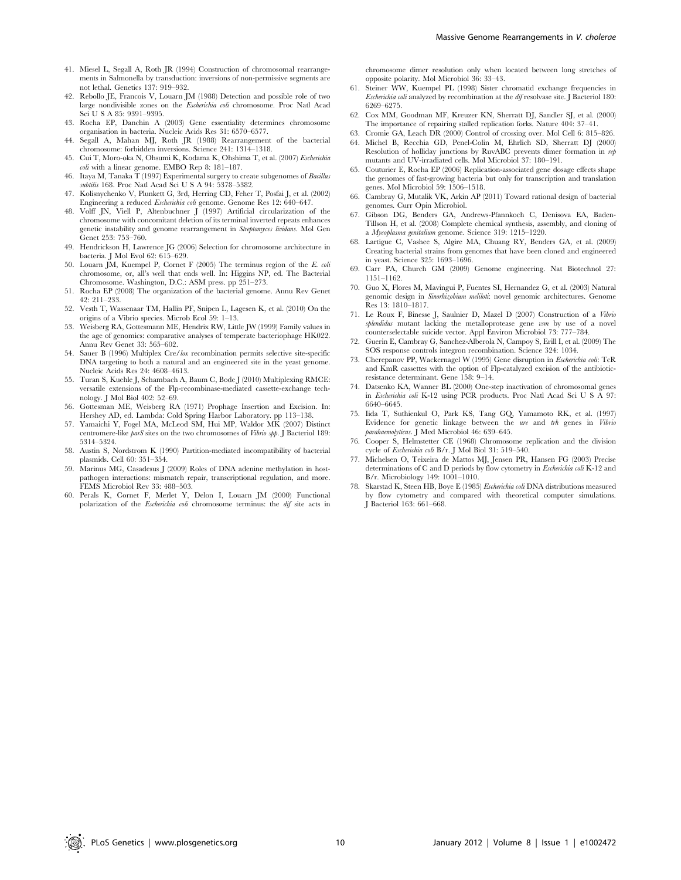41. Miesel L, Segall A, Roth JR (1994) Construction of chromosomal rearrangements in Salmonella by transduction: inversions of non-permissive segments are not lethal. Genetics 137: 919–932.
42. Rebollo JE, Francois V, Louarn JM (1988) Detection and possible role of two large nondivisible zones on the *Escherichia coli* chromosome. Proc Natl Acad Sci U S A 85: 9391–9395.
43. Rocha EP, Danchin A (2003) Gene essentiality determines chromosome organisation in bacteria. Nucleic Acids Res 31: 6570–6577.
44. Segall A, Mahan MJ, Roth JR (1988) Rearrangement of the bacterial chromosome: forbidden inversions. Science 241: 1314–1318.
45. Cui T, Moro-oka N, Ohsumi K, Kodama K, Ohshima T, et al. (2007) *Escherichia coli* with a linear genome. EMBO Rep 8: 181–187.
46. Itaya M, Tanaka T (1997) Experimental surgery to create subgenomes of *Bacillus subtilis* 168. Proc Natl Acad Sci U S A 94: 5378–5382.
47. Kolisnychenko V, Plunkett G, 3rd, Herring CD, Feher T, Posfai J, et al. (2002) Engineering a reduced *Escherichia coli* genome. Genome Res 12: 640–647.
48. Volff JN, Viell P, Altenbuchner J (1997) Artificial circularization of the chromosome with concomitant deletion of its terminal inverted repeats enhances genetic instability and genome rearrangement in *Streptomyces lividans*. Mol Gen Genet 253: 753–760.
49. Hendrickson H, Lawrence JG (2006) Selection for chromosome architecture in bacteria. J Mol Evol 62: 615–629.
50. Louarn JM, Kuempel P, Cornet F (2005) The terminus region of the *E. coli* chromosome, or, all's well that ends well. In: Higgins NP, ed. The Bacterial Chromosome. Washington, D.C.: ASM press. pp 251–273.
51. Rocha EP (2008) The organization of the bacterial genome. Annu Rev Genet 42: 211–233.
52. Vesth T, Wassenaar TM, Hallin PF, Snipen L, Lagesen K, et al. (2010) On the origins of a Vibrio species. Microb Ecol 59: 1–13.
53. Weisberg RA, Gottesmann ME, Hendrix RW, Little JW (1999) Family values in the age of genomics: comparative analyses of temperate bacteriophage HK022. Annu Rev Genet 33: 565–602.
54. Sauer B (1996) Multiplex Cre/*lox* recombination permits selective site-specific DNA targeting to both a natural and an engineered site in the yeast genome. Nucleic Acids Res 24: 4608–4613.
55. Turan S, Kuehle J, Schambach A, Baum C, Bode J (2010) Multiplexing RMCE: versatile extensions of the Flp-recombinase-mediated cassette-exchange technology. J Mol Biol 402: 52–69.
56. Gottesman ME, Weisberg RA (1971) Prophage Insertion and Excision. In: Hershey AD, ed. Lambda: Cold Spring Harbor Laboratory. pp 113–138.
57. Yamaichi Y, Fogel MA, McLeod SM, Hui MP, Waldor MK (2007) Distinct centromere-like *parS* sites on the two chromosomes of *Vibrio spp*. J Bacteriol 189: 5314–5324.
58. Austin S, Nordstrom K (1990) Partition-mediated incompatibility of bacterial plasmids. Cell 60: 351–354.
59. Marinus MG, Casadesus J (2009) Roles of DNA adenine methylation in host-pathogen interactions: mismatch repair, transcriptional regulation, and more. FEMS Microbiol Rev 33: 488–503.
60. Perals K, Cornet F, Merlet Y, Delon I, Louarn JM (2000) Functional polarization of the *Escherichia coli* chromosome terminus: the *dif* site acts in chromosome dimer resolution only when located between long stretches of opposite polarity. Mol Microbiol 36: 33–43.
61. Steiner WW, Kuempel PL (1998) Sister chromatid exchange frequencies in *Escherichia coli* analyzed by recombination at the *dif* resolvase site. J Bacteriol 180: 6269–6275.
62. Cox MM, Goodman MF, Kreuzer KN, Sherratt DJ, Sandler SJ, et al. (2000) The importance of repairing stalled replication forks. Nature 404: 37–41.
63. Cromie GA, Leach DR (2000) Control of crossing over. Mol Cell 6: 815–826.
64. Michel B, Recchia GD, Penel-Colin M, Ehrlich SD, Sherratt DJ (2000) Resolution of holliday junctions by RuvABC prevents dimer formation in *rep* mutants and UV-irradiated cells. Mol Microbiol 37: 180–191.
65. Couturier E, Rocha EP (2006) Replication-associated gene dosage effects shape the genomes of fast-growing bacteria but only for transcription and translation genes. Mol Microbiol 59: 1506–1518.
66. Cambray G, Mutalik VK, Arkin AP (2011) Toward rational design of bacterial genomes. Curr Opin Microbiol.
67. Gibson DG, Benders GA, Andrews-Pfannkoch C, Denisova EA, Baden-Tillson H, et al. (2008) Complete chemical synthesis, assembly, and cloning of a *Mycoplasma genitalium* genome. Science 319: 1215–1220.
68. Lartigue C, Vashee S, Algire MA, Chuang RY, Benders GA, et al. (2009) Creating bacterial strains from genomes that have been cloned and engineered in yeast. Science 325: 1693–1696.
69. Carr PA, Church GM (2009) Genome engineering. Nat Biotechnol 27: 1151–1162.
70. Guo X, Flores M, Mavingui P, Fuentes SI, Hernandez G, et al. (2003) Natural genomic design in *Sinorhizobium meliloti*: novel genomic architectures. Genome Res 13: 1810–1817.
71. Le Roux F, Binesse J, Saulnier D, Mazel D (2007) Construction of a *Vibrio splendidus* mutant lacking the metalloprotease gene *vsm* by use of a novel counterselectable suicide vector. Appl Environ Microbiol 73: 777–784.
72. Guerin E, Cambray G, Sanchez-Alberola N, Campoy S, Erill I, et al. (2009) The SOS response controls integron recombination. Science 324: 1034.
73. Cherepanov PP, Wackernagel W (1995) Gene disruption in *Escherichia coli*: TcR and KmR cassettes with the option of Flp-catalyzed excision of the antibiotic-resistance determinant. Gene 158: 9–14.
74. Datsenko KA, Wanner BL (2000) One-step inactivation of chromosomal genes in *Escherichia coli* K-12 using PCR products. Proc Natl Acad Sci U S A 97: 6640–6645.
75. Iida T, Suthienkul O, Park KS, Tang GQ, Yamamoto RK, et al. (1997) Evidence for genetic linkage between the *ure* and *trh* genes in *Vibrio parahaemolyticus*. J Med Microbiol 46: 639–645.
76. Cooper S, Helmstetter CE (1968) Chromosome replication and the division cycle of *Escherichia coli* B/r. J Mol Biol 31: 519–540.
77. Michelsen O, Teixeira de Mattos MJ, Jensen PR, Hansen FG (2003) Precise determinations of C and D periods by flow cytometry in *Escherichia coli* K-12 and B/r. Microbiology 149: 1001–1010.
78. Skarstad K, Steen HB, Boye E (1985) *Escherichia coli* DNA distributions measured by flow cytometry and compared with theoretical computer simulations. J Bacteriol 163: 661–668.